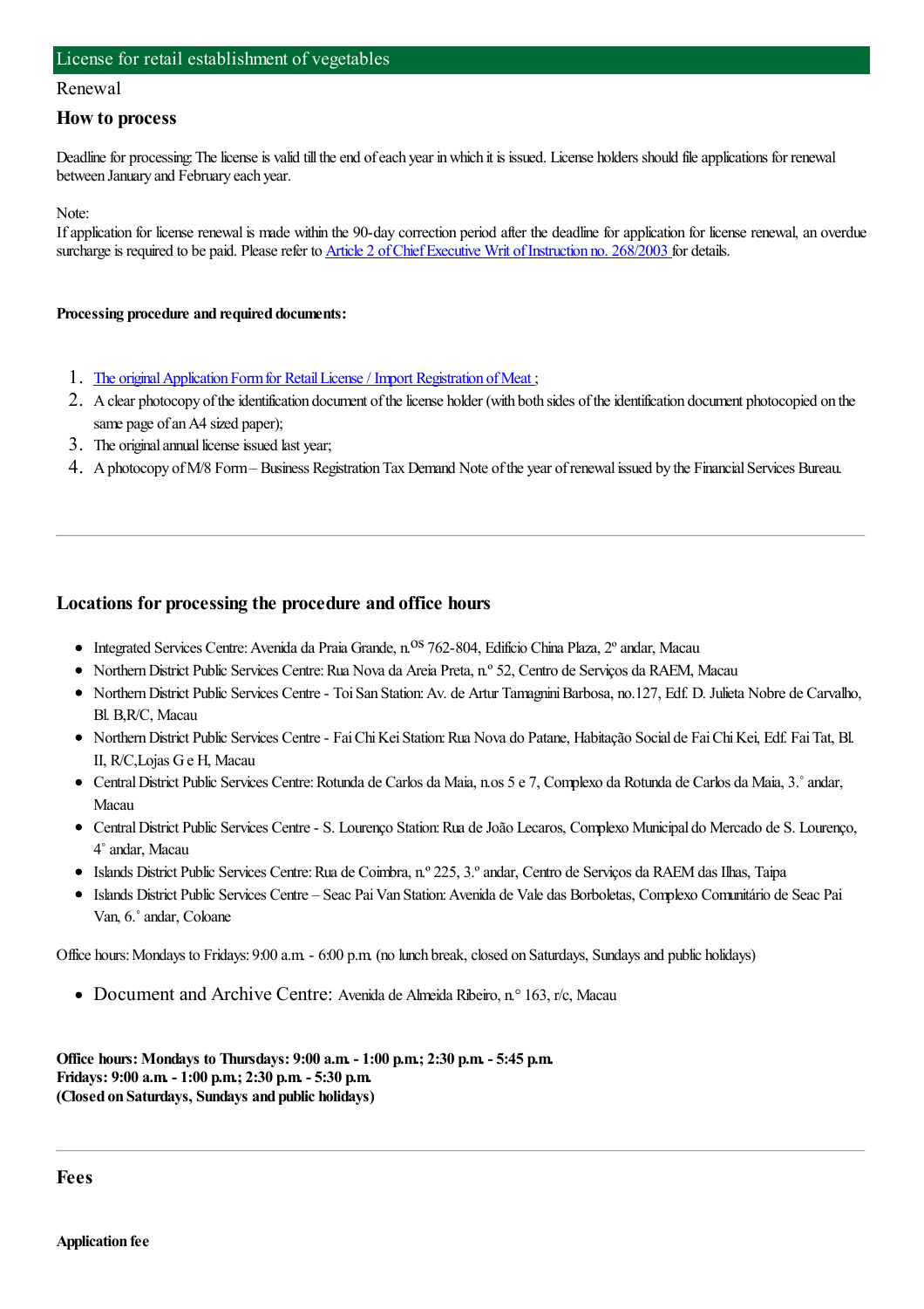# License for retail establishment of vegetables

Renewal

## How to process

Deadline for processing: The license is valid till the end of each year in which it is issued. License holders should file applications for renewal between January and February each year.

Note:
If application for license renewal is made within the 90-day correction period after the deadline for application for license renewal, an overdue surcharge is required to be paid. Please refer to [Article 2 of Chief Executive Writ of Instruction no. 268/2003](#) for details.

**Processing procedure and required documents:**

1. [The original Application Form for Retail License / Import Registration of Meat](#);
2. A clear photocopy of the identification document of the license holder (with both sides of the identification document photocopied on the same page of an A4 sized paper);
3. The original annual license issued last year;
4. A photocopy of M/8 Form – Business Registration Tax Demand Note of the year of renewal issued by the Financial Services Bureau.

---

## Locations for processing the procedure and office hours

- Integrated Services Centre: Avenida da Praia Grande, n.$^{os}$ 762-804, Edifício China Plaza, 2º andar, Macau
- Northern District Public Services Centre: Rua Nova da Areia Preta, n.º 52, Centro de Serviços da RAEM, Macau
- Northern District Public Services Centre - Toi San Station: Av. de Artur Tamagnini Barbosa, no.127, Edf. D. Julieta Nobre de Carvalho, Bl. B,R/C, Macau
- Northern District Public Services Centre - Fai Chi Kei Station: Rua Nova do Patane, Habitação Social de Fai Chi Kei, Edf. Fai Tat, Bl. II, R/C,Lojas G e H, Macau
- Central District Public Services Centre: Rotunda de Carlos da Maia, n.os 5 e 7, Complexo da Rotunda de Carlos da Maia, 3.˚ andar, Macau
- Central District Public Services Centre - S. Lourenço Station: Rua de João Lecaros, Complexo Municipal do Mercado de S. Lourenço, 4˚ andar, Macau
- Islands District Public Services Centre: Rua de Coimbra, n.º 225, 3.º andar, Centro de Serviços da RAEM das Ilhas, Taipa
- Islands District Public Services Centre – Seac Pai Van Station: Avenida de Vale das Borboletas, Complexo Comunitário de Seac Pai Van, 6.˚ andar, Coloane

Office hours: Mondays to Fridays: 9:00 a.m. - 6:00 p.m. (no lunch break, closed on Saturdays, Sundays and public holidays)

- Document and Archive Centre: Avenida de Almeida Ribeiro, n.° 163, r/c, Macau

**Office hours: Mondays to Thursdays: 9:00 a.m. - 1:00 p.m.; 2:30 p.m. - 5:45 p.m.**
**Fridays: 9:00 a.m. - 1:00 p.m.; 2:30 p.m. - 5:30 p.m.**
**(Closed on Saturdays, Sundays and public holidays)**

---

## Fees

**Application fee**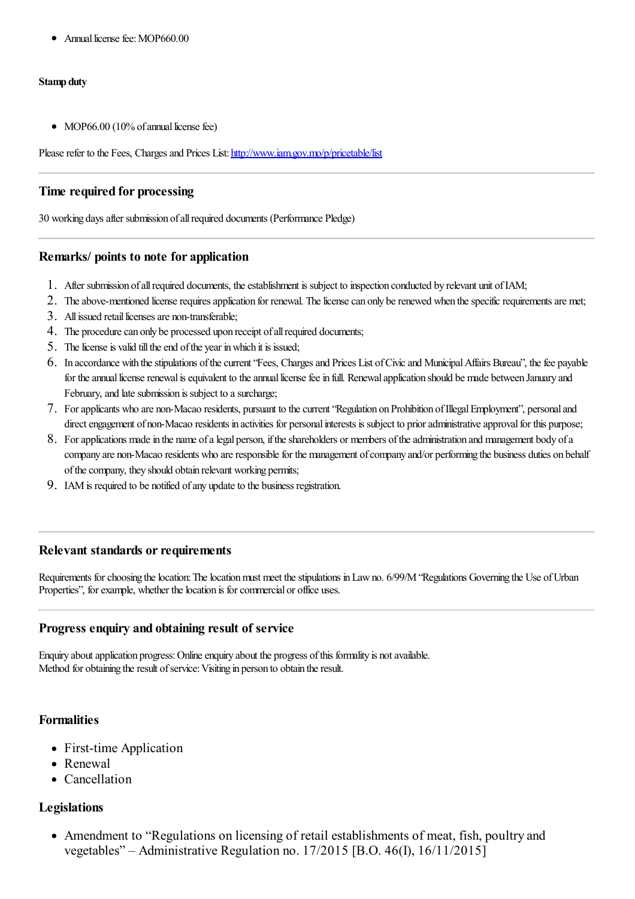- Annual license fee: MOP660.00

**Stamp duty**

- MOP66.00 (10% of annual license fee)

Please refer to the Fees, Charges and Prices List: http://www.iam.gov.mo/p/pricetable/list

## Time required for processing

30 working days after submission of all required documents (Performance Pledge)

## Remarks/ points to note for application

1. After submission of all required documents, the establishment is subject to inspection conducted by relevant unit of IAM;
2. The above-mentioned license requires application for renewal. The license can only be renewed when the specific requirements are met;
3. All issued retail licenses are non-transferable;
4. The procedure can only be processed upon receipt of all required documents;
5. The license is valid till the end of the year in which it is issued;
6. In accordance with the stipulations of the current "Fees, Charges and Prices List of Civic and Municipal Affairs Bureau", the fee payable for the annual license renewal is equivalent to the annual license fee in full. Renewal application should be made between January and February, and late submission is subject to a surcharge;
7. For applicants who are non-Macao residents, pursuant to the current "Regulation on Prohibition of Illegal Employment", personal and direct engagement of non-Macao residents in activities for personal interests is subject to prior administrative approval for this purpose;
8. For applications made in the name of a legal person, if the shareholders or members of the administration and management body of a company are non-Macao residents who are responsible for the management of company and/or performing the business duties on behalf of the company, they should obtain relevant working permits;
9. IAM is required to be notified of any update to the business registration.

## Relevant standards or requirements

Requirements for choosing the location: The location must meet the stipulations in Law no. 6/99/M "Regulations Governing the Use of Urban Properties", for example, whether the location is for commercial or office uses.

## Progress enquiry and obtaining result of service

Enquiry about application progress: Online enquiry about the progress of this formality is not available.
Method for obtaining the result of service: Visiting in person to obtain the result.

## Formalities

- First-time Application
- Renewal
- Cancellation

## Legislations

- Amendment to "Regulations on licensing of retail establishments of meat, fish, poultry and vegetables" – Administrative Regulation no. 17/2015 [B.O. 46(I), 16/11/2015]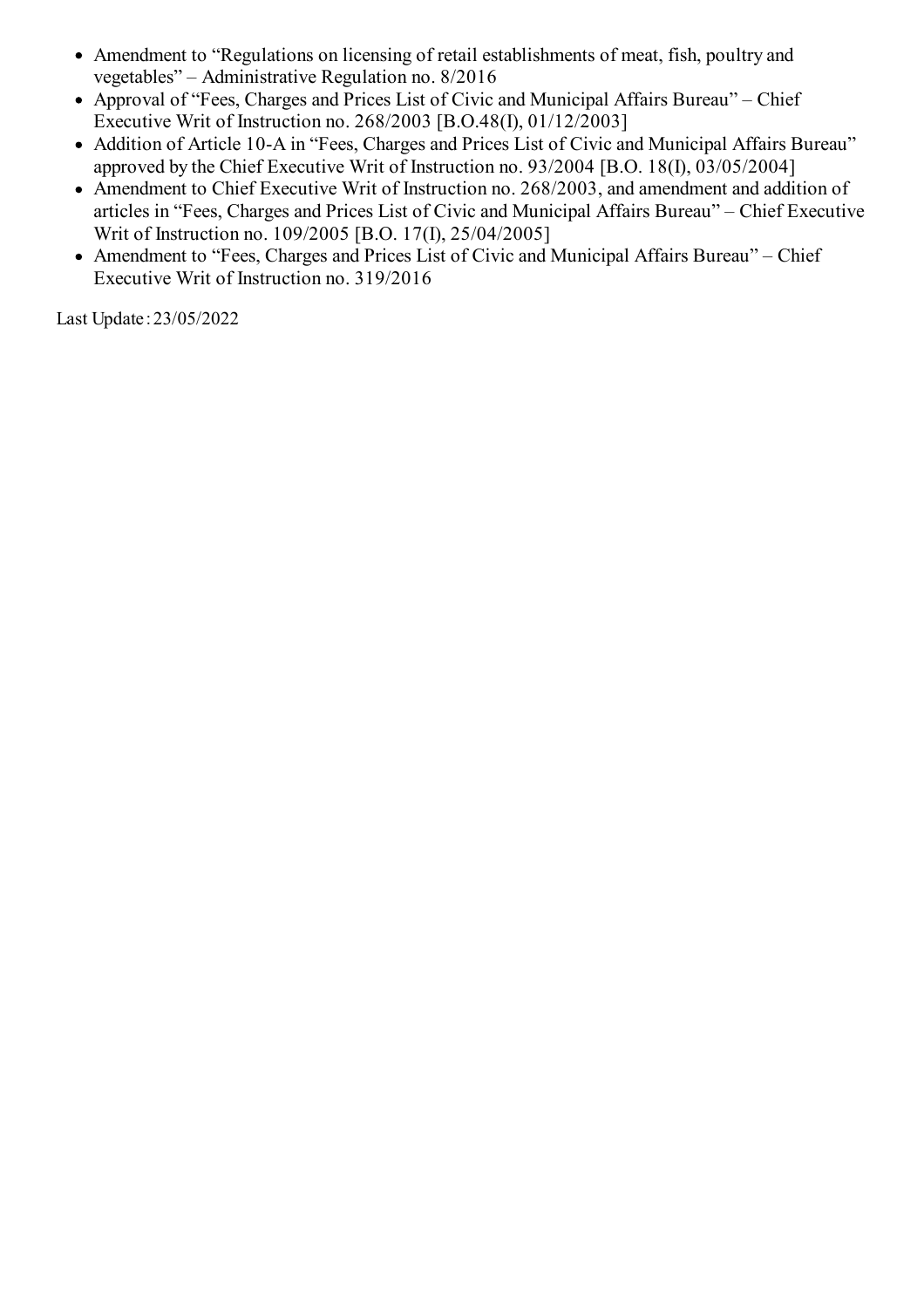- Amendment to "Regulations on licensing of retail establishments of meat, fish, poultry and vegetables" – Administrative Regulation no. 8/2016
- Approval of "Fees, Charges and Prices List of Civic and Municipal Affairs Bureau" – Chief Executive Writ of Instruction no. 268/2003 [B.O.48(I), 01/12/2003]
- Addition of Article 10-A in "Fees, Charges and Prices List of Civic and Municipal Affairs Bureau" approved by the Chief Executive Writ of Instruction no. 93/2004 [B.O. 18(I), 03/05/2004]
- Amendment to Chief Executive Writ of Instruction no. 268/2003, and amendment and addition of articles in "Fees, Charges and Prices List of Civic and Municipal Affairs Bureau" – Chief Executive Writ of Instruction no. 109/2005 [B.O. 17(I), 25/04/2005]
- Amendment to "Fees, Charges and Prices List of Civic and Municipal Affairs Bureau" – Chief Executive Writ of Instruction no. 319/2016

Last Update : 23/05/2022